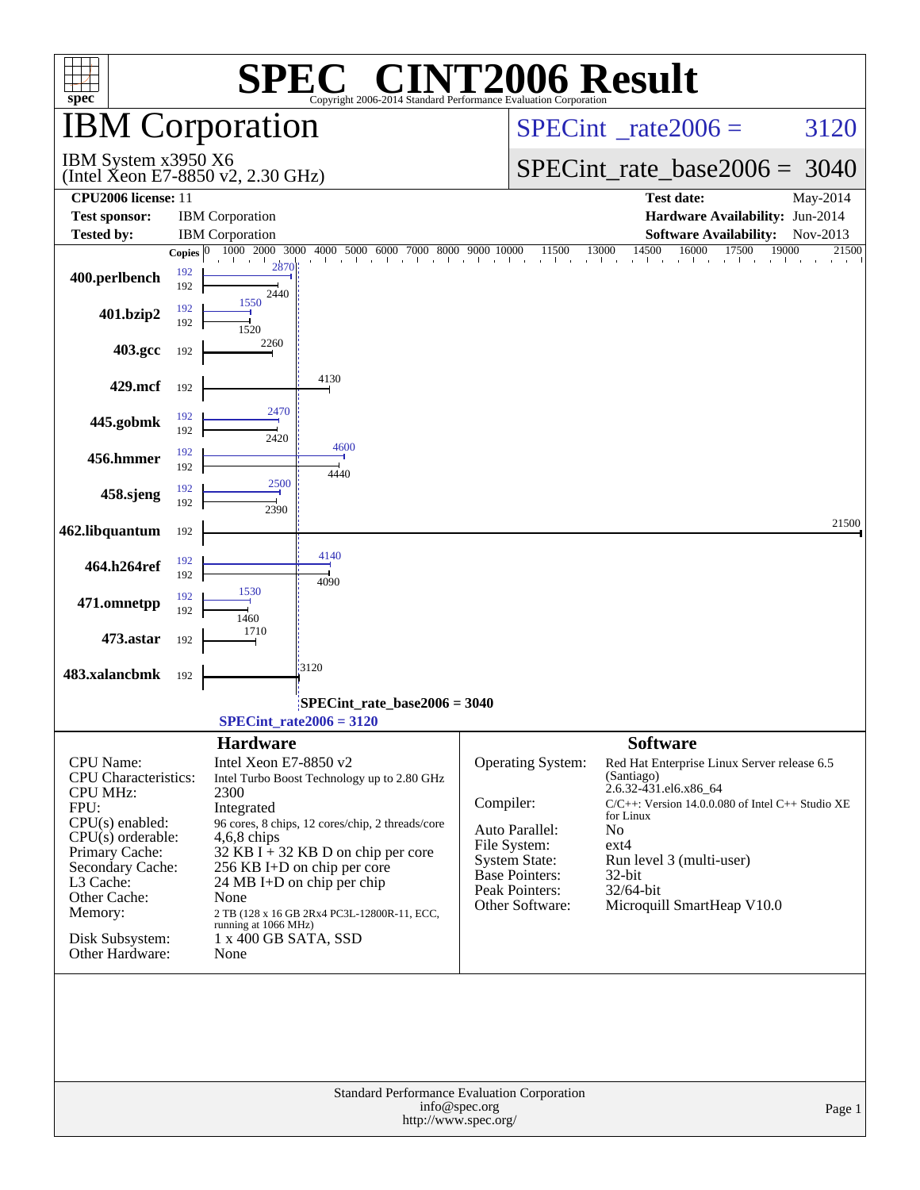# SPEC® CINT2006 Result

Copyright 2006-2014 Standard Performance Evaluation Corporation

## IBM Corporation

IBM System x3950 X6
(Intel Xeon E7-8850 v2, 2.30 GHz)

SPECint_rate2006 = 3120

SPECint_rate_base2006 = 3040

| | | | |
|---|---|---|---|
| **CPU2006 license:** 11 | | **Test date:** | May-2014 |
| **Test sponsor:** | IBM Corporation | **Hardware Availability:** | Jun-2014 |
| **Tested by:** | IBM Corporation | **Software Availability:** | Nov-2013 |

| Benchmark | Copies | Peak | Base |
|---|---|---|---|
| 400.perlbench | 192 | 2870 | 2440 |
| 401.bzip2 | 192 | 1550 | 1520 |
| 403.gcc | 192 | | 2260 |
| 429.mcf | 192 | | 4130 |
| 445.gobmk | 192 | 2470 | 2420 |
| 456.hmmer | 192 | 4600 | 4440 |
| 458.sjeng | 192 | 2500 | 2390 |
| 462.libquantum | 192 | | 21500 |
| 464.h264ref | 192 | 4140 | 4090 |
| 471.omnetpp | 192 | 1530 | 1460 |
| 473.astar | 192 | | 1710 |
| 483.xalancbmk | 192 | | 3120 |

SPECint_rate_base2006 = 3040

SPECint_rate2006 = 3120

### Hardware

| | |
|---|---|
| CPU Name: | Intel Xeon E7-8850 v2 |
| CPU Characteristics: | Intel Turbo Boost Technology up to 2.80 GHz |
| CPU MHz: | 2300 |
| FPU: | Integrated |
| CPU(s) enabled: | 96 cores, 8 chips, 12 cores/chip, 2 threads/core |
| CPU(s) orderable: | 4,6,8 chips |
| Primary Cache: | 32 KB I + 32 KB D on chip per core |
| Secondary Cache: | 256 KB I+D on chip per core |
| L3 Cache: | 24 MB I+D on chip per chip |
| Other Cache: | None |
| Memory: | 2 TB (128 x 16 GB 2Rx4 PC3L-12800R-11, ECC, running at 1066 MHz) |
| Disk Subsystem: | 1 x 400 GB SATA, SSD |
| Other Hardware: | None |

### Software

| | |
|---|---|
| Operating System: | Red Hat Enterprise Linux Server release 6.5 (Santiago) 2.6.32-431.el6.x86_64 |
| Compiler: | C/C++: Version 14.0.0.080 of Intel C++ Studio XE for Linux |
| Auto Parallel: | No |
| File System: | ext4 |
| System State: | Run level 3 (multi-user) |
| Base Pointers: | 32-bit |
| Peak Pointers: | 32/64-bit |
| Other Software: | Microquill SmartHeap V10.0 |

Standard Performance Evaluation Corporation
info@spec.org
http://www.spec.org/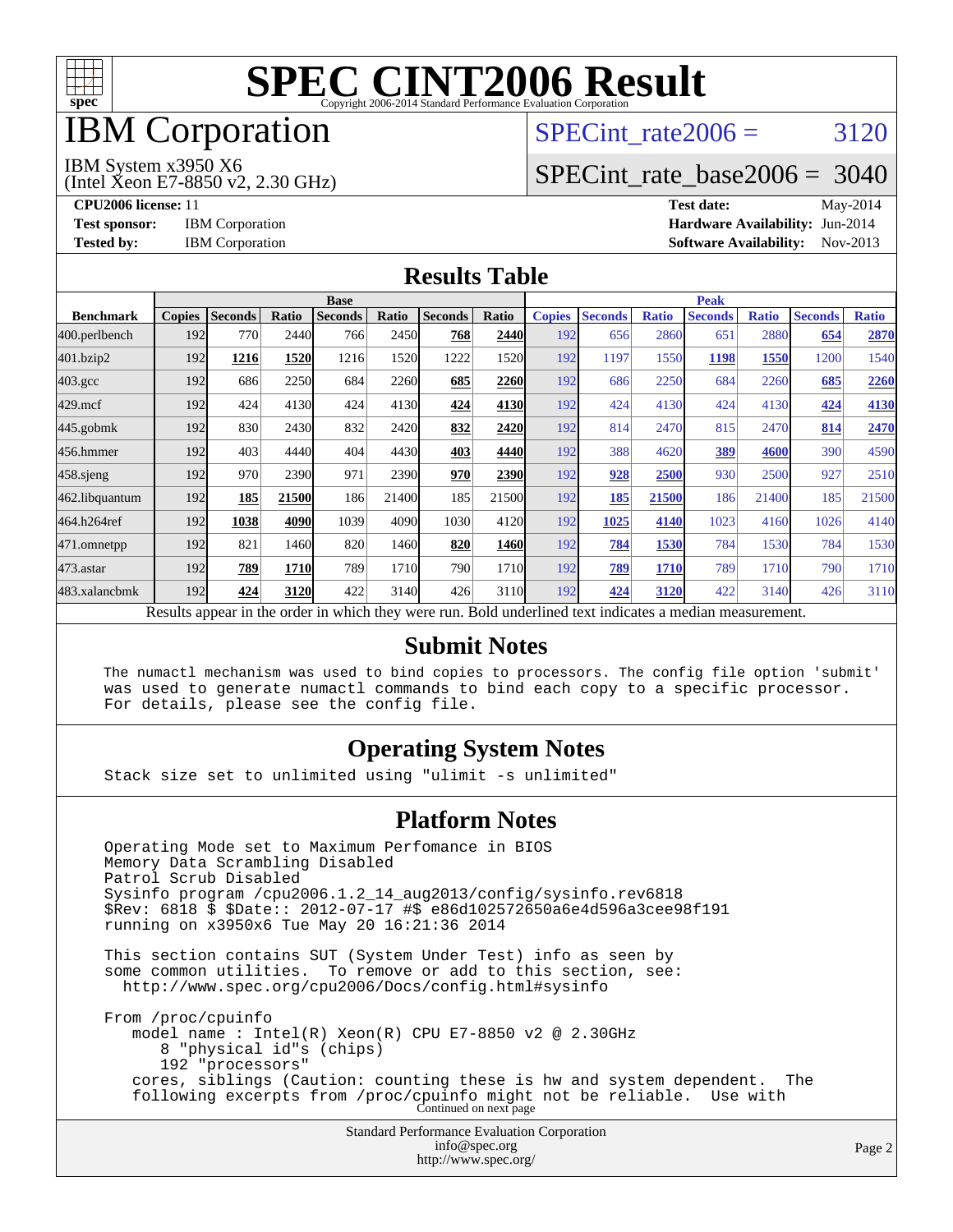# SPEC CINT2006 Result

Copyright 2006-2014 Standard Performance Evaluation Corporation

# IBM Corporation

IBM System x3950 X6
(Intel Xeon E7-8850 v2, 2.30 GHz)

SPECint_rate2006 = 3120

SPECint_rate_base2006 = 3040

**CPU2006 license:** 11
**Test sponsor:** IBM Corporation
**Tested by:** IBM Corporation

**Test date:** May-2014
**Hardware Availability:** Jun-2014
**Software Availability:** Nov-2013

## Results Table

| | Base | | | | | | | Peak | | | | | | |
|---|---|---|---|---|---|---|---|---|---|---|---|---|---|---|
| **Benchmark** | **Copies** | **Seconds** | **Ratio** | **Seconds** | **Ratio** | **Seconds** | **Ratio** | **Copies** | **Seconds** | **Ratio** | **Seconds** | **Ratio** | **Seconds** | **Ratio** |
| 400.perlbench | 192 | 770 | 2440 | 766 | 2450 | **768** | **2440** | 192 | 656 | 2860 | 651 | 2880 | **654** | **2870** |
| 401.bzip2 | 192 | **1216** | **1520** | 1216 | 1520 | 1222 | 1520 | 192 | 1197 | 1550 | **1198** | **1550** | 1200 | 1540 |
| 403.gcc | 192 | 686 | 2250 | 684 | 2260 | **685** | **2260** | 192 | 686 | 2250 | 684 | 2260 | **685** | **2260** |
| 429.mcf | 192 | 424 | 4130 | 424 | 4130 | **424** | **4130** | 192 | 424 | 4130 | 424 | 4130 | **424** | **4130** |
| 445.gobmk | 192 | 830 | 2430 | 832 | 2420 | **832** | **2420** | 192 | 814 | 2470 | 815 | 2470 | **814** | **2470** |
| 456.hmmer | 192 | 403 | 4440 | 404 | 4430 | **403** | **4440** | 192 | 388 | 4620 | **389** | **4600** | 390 | 4590 |
| 458.sjeng | 192 | 970 | 2390 | 971 | 2390 | **970** | **2390** | 192 | **928** | **2500** | 930 | 2500 | 927 | 2510 |
| 462.libquantum | 192 | **185** | **21500** | 186 | 21400 | 185 | 21500 | 192 | **185** | **21500** | 186 | 21400 | 185 | 21500 |
| 464.h264ref | 192 | **1038** | **4090** | 1039 | 4090 | 1030 | 4120 | 192 | **1025** | **4140** | 1023 | 4160 | 1026 | 4140 |
| 471.omnetpp | 192 | 821 | 1460 | 820 | 1460 | **820** | **1460** | 192 | **784** | **1530** | 784 | 1530 | 784 | 1530 |
| 473.astar | 192 | **789** | **1710** | 789 | 1710 | 790 | 1710 | 192 | **789** | **1710** | 789 | 1710 | 790 | 1710 |
| 483.xalancbmk | 192 | **424** | **3120** | 422 | 3140 | 426 | 3110 | 192 | **424** | **3120** | 422 | 3140 | 426 | 3110 |

Results appear in the order in which they were run. Bold underlined text indicates a median measurement.

## Submit Notes

```
The numactl mechanism was used to bind copies to processors. The config file option 'submit'
was used to generate numactl commands to bind each copy to a specific processor.
For details, please see the config file.
```

## Operating System Notes

```
Stack size set to unlimited using "ulimit -s unlimited"
```

## Platform Notes

```
Operating Mode set to Maximum Perfomance in BIOS
Memory Data Scrambling Disabled
Patrol Scrub Disabled
Sysinfo program /cpu2006.1.2_14_aug2013/config/sysinfo.rev6818
$Rev: 6818 $ $Date:: 2012-07-17 #$ e86d102572650a6e4d596a3cee98f191
running on x3950x6 Tue May 20 16:21:36 2014

This section contains SUT (System Under Test) info as seen by
some common utilities.  To remove or add to this section, see:
  http://www.spec.org/cpu2006/Docs/config.html#sysinfo

From /proc/cpuinfo
   model name : Intel(R) Xeon(R) CPU E7-8850 v2 @ 2.30GHz
      8 "physical id"s (chips)
      192 "processors"
   cores, siblings (Caution: counting these is hw and system dependent.  The
   following excerpts from /proc/cpuinfo might not be reliable.  Use with
```

Continued on next page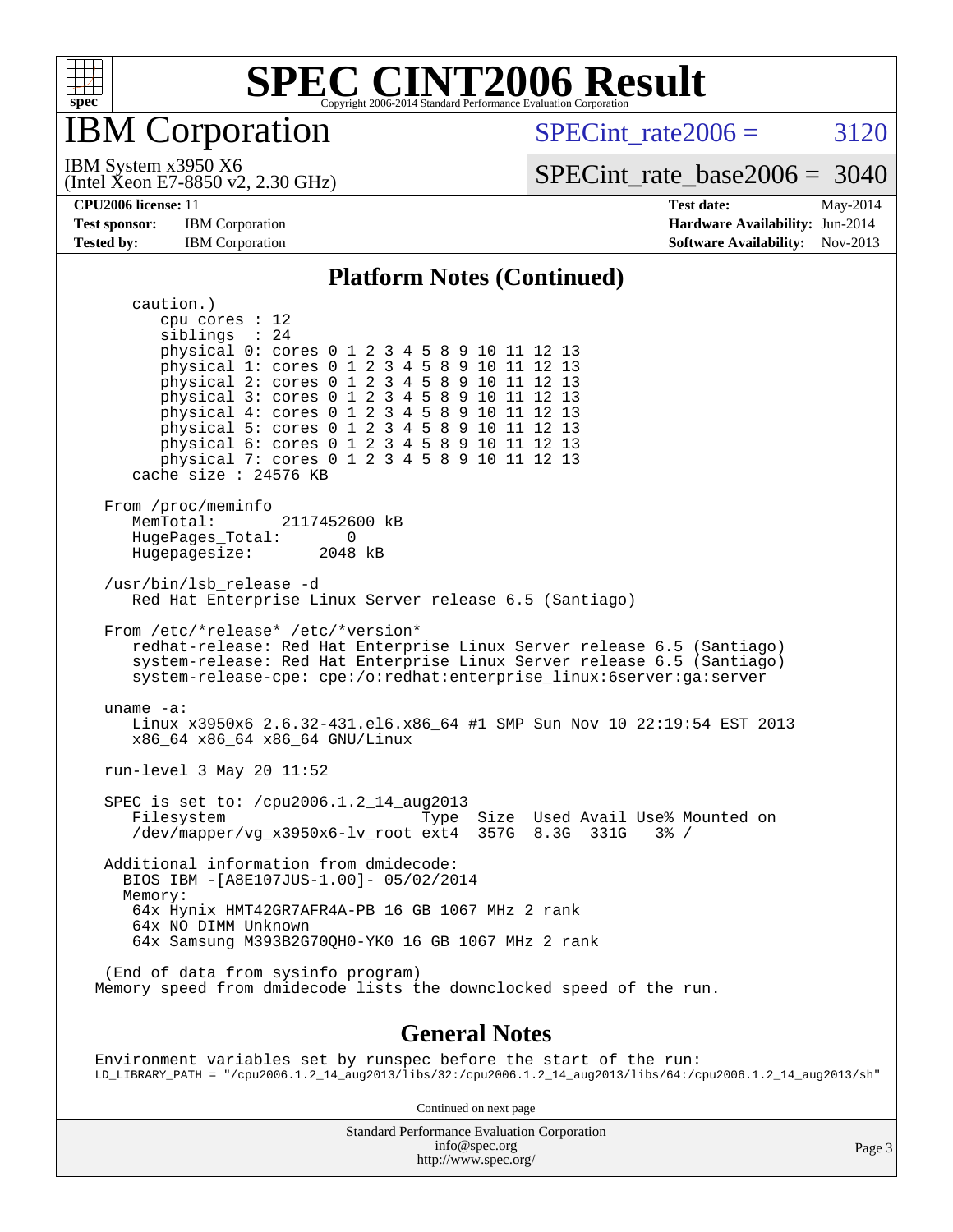# SPEC CINT2006 Result

## IBM Corporation

IBM System x3950 X6
(Intel Xeon E7-8850 v2, 2.30 GHz)

SPECint_rate2006 = 3120

SPECint_rate_base2006 = 3040

| | | | |
|---|---|---|---|
| **CPU2006 license:** 11 | | **Test date:** | May-2014 |
| **Test sponsor:** | IBM Corporation | **Hardware Availability:** | Jun-2014 |
| **Tested by:** | IBM Corporation | **Software Availability:** | Nov-2013 |

### Platform Notes (Continued)

```
    caution.)
       cpu cores : 12
       siblings  : 24
       physical 0: cores 0 1 2 3 4 5 8 9 10 11 12 13
       physical 1: cores 0 1 2 3 4 5 8 9 10 11 12 13
       physical 2: cores 0 1 2 3 4 5 8 9 10 11 12 13
       physical 3: cores 0 1 2 3 4 5 8 9 10 11 12 13
       physical 4: cores 0 1 2 3 4 5 8 9 10 11 12 13
       physical 5: cores 0 1 2 3 4 5 8 9 10 11 12 13
       physical 6: cores 0 1 2 3 4 5 8 9 10 11 12 13
       physical 7: cores 0 1 2 3 4 5 8 9 10 11 12 13
    cache size : 24576 KB

 From /proc/meminfo
    MemTotal:       2117452600 kB
    HugePages_Total:       0
    Hugepagesize:       2048 kB

 /usr/bin/lsb_release -d
    Red Hat Enterprise Linux Server release 6.5 (Santiago)

 From /etc/*release* /etc/*version*
    redhat-release: Red Hat Enterprise Linux Server release 6.5 (Santiago)
    system-release: Red Hat Enterprise Linux Server release 6.5 (Santiago)
    system-release-cpe: cpe:/o:redhat:enterprise_linux:6server:ga:server

 uname -a:
    Linux x3950x6 2.6.32-431.el6.x86_64 #1 SMP Sun Nov 10 22:19:54 EST 2013
    x86_64 x86_64 x86_64 GNU/Linux

 run-level 3 May 20 11:52

 SPEC is set to: /cpu2006.1.2_14_aug2013
    Filesystem                    Type  Size  Used Avail Use% Mounted on
    /dev/mapper/vg_x3950x6-lv_root ext4  357G  8.3G  331G   3% /

 Additional information from dmidecode:
   BIOS IBM -[A8E107JUS-1.00]- 05/02/2014
   Memory:
    64x Hynix HMT42GR7AFR4A-PB 16 GB 1067 MHz 2 rank
    64x NO DIMM Unknown
    64x Samsung M393B2G70QH0-YK0 16 GB 1067 MHz 2 rank

 (End of data from sysinfo program)
Memory speed from dmidecode lists the downclocked speed of the run.
```

### General Notes

```
Environment variables set by runspec before the start of the run:
LD_LIBRARY_PATH = "/cpu2006.1.2_14_aug2013/libs/32:/cpu2006.1.2_14_aug2013/libs/64:/cpu2006.1.2_14_aug2013/sh"
```

Continued on next page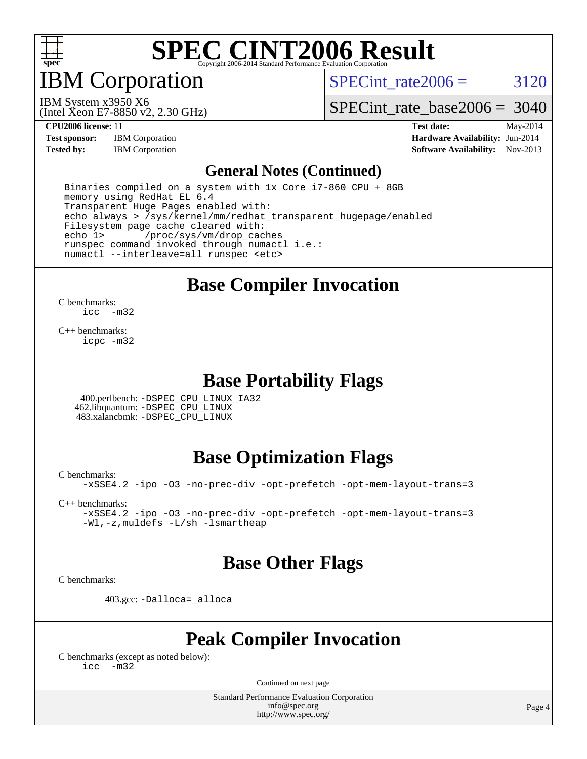# SPEC CINT2006 Result

## IBM Corporation

IBM System x3950 X6
(Intel Xeon E7-8850 v2, 2.30 GHz)

SPECint_rate2006 = 3120

SPECint_rate_base2006 = 3040

**CPU2006 license:** 11
**Test sponsor:** IBM Corporation
**Tested by:** IBM Corporation

**Test date:** May-2014
**Hardware Availability:** Jun-2014
**Software Availability:** Nov-2013

## General Notes (Continued)

```
Binaries compiled on a system with 1x Core i7-860 CPU + 8GB
memory using RedHat EL 6.4
Transparent Huge Pages enabled with:
echo always > /sys/kernel/mm/redhat_transparent_hugepage/enabled
Filesystem page cache cleared with:
echo 1>       /proc/sys/vm/drop_caches
runspec command invoked through numactl i.e.:
numactl --interleave=all runspec <etc>
```

## Base Compiler Invocation

C benchmarks:
```
icc  -m32
```

C++ benchmarks:
```
icpc -m32
```

## Base Portability Flags

400.perlbench: `-DSPEC_CPU_LINUX_IA32`
462.libquantum: `-DSPEC_CPU_LINUX`
483.xalancbmk: `-DSPEC_CPU_LINUX`

## Base Optimization Flags

C benchmarks:
```
-xSSE4.2 -ipo -O3 -no-prec-div -opt-prefetch -opt-mem-layout-trans=3
```

C++ benchmarks:
```
-xSSE4.2 -ipo -O3 -no-prec-div -opt-prefetch -opt-mem-layout-trans=3
-Wl,-z,muldefs -L/sh -lsmartheap
```

## Base Other Flags

C benchmarks:

403.gcc: `-Dalloca=_alloca`

## Peak Compiler Invocation

C benchmarks (except as noted below):
```
icc  -m32
```

Continued on next page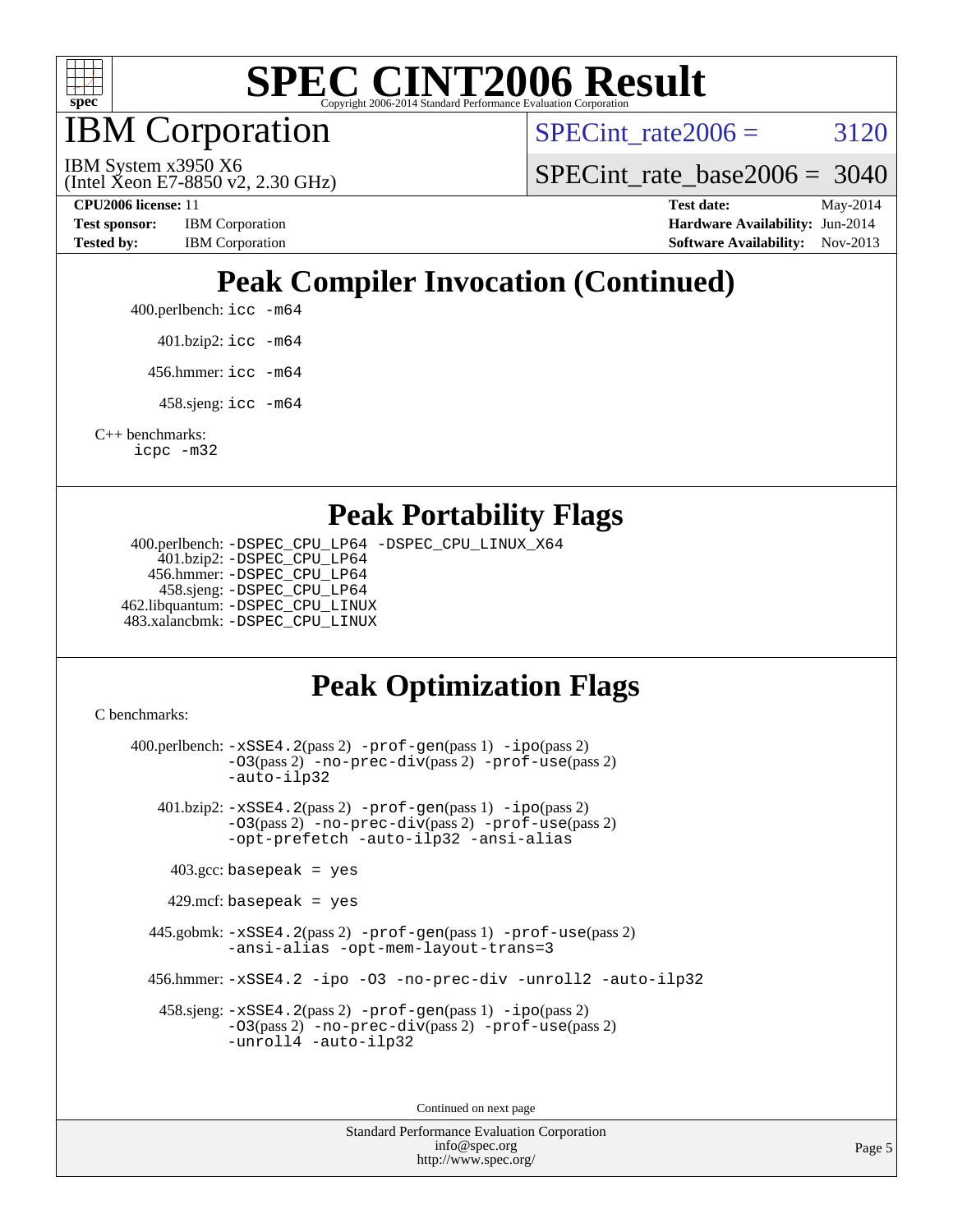# SPEC CINT2006 Result

Copyright 2006-2014 Standard Performance Evaluation Corporation

## IBM Corporation

IBM System x3950 X6
(Intel Xeon E7-8850 v2, 2.30 GHz)

SPECint_rate2006 = 3120

SPECint_rate_base2006 = 3040

**CPU2006 license:** 11
**Test sponsor:** IBM Corporation
**Tested by:** IBM Corporation

**Test date:** May-2014
**Hardware Availability:** Jun-2014
**Software Availability:** Nov-2013

## Peak Compiler Invocation (Continued)

400.perlbench: `icc -m64`

401.bzip2: `icc -m64`

456.hmmer: `icc -m64`

458.sjeng: `icc -m64`

C++ benchmarks:
`icpc -m32`

## Peak Portability Flags

400.perlbench: `-DSPEC_CPU_LP64 -DSPEC_CPU_LINUX_X64`
401.bzip2: `-DSPEC_CPU_LP64`
456.hmmer: `-DSPEC_CPU_LP64`
458.sjeng: `-DSPEC_CPU_LP64`
462.libquantum: `-DSPEC_CPU_LINUX`
483.xalancbmk: `-DSPEC_CPU_LINUX`

## Peak Optimization Flags

C benchmarks:

400.perlbench: `-xSSE4.2`(pass 2) `-prof-gen`(pass 1) `-ipo`(pass 2) `-O3`(pass 2) `-no-prec-div`(pass 2) `-prof-use`(pass 2) `-auto-ilp32`

401.bzip2: `-xSSE4.2`(pass 2) `-prof-gen`(pass 1) `-ipo`(pass 2) `-O3`(pass 2) `-no-prec-div`(pass 2) `-prof-use`(pass 2) `-opt-prefetch -auto-ilp32 -ansi-alias`

403.gcc: `basepeak = yes`

429.mcf: `basepeak = yes`

445.gobmk: `-xSSE4.2`(pass 2) `-prof-gen`(pass 1) `-prof-use`(pass 2) `-ansi-alias -opt-mem-layout-trans=3`

456.hmmer: `-xSSE4.2 -ipo -O3 -no-prec-div -unroll2 -auto-ilp32`

458.sjeng: `-xSSE4.2`(pass 2) `-prof-gen`(pass 1) `-ipo`(pass 2) `-O3`(pass 2) `-no-prec-div`(pass 2) `-prof-use`(pass 2) `-unroll4 -auto-ilp32`

Continued on next page

Standard Performance Evaluation Corporation
info@spec.org
http://www.spec.org/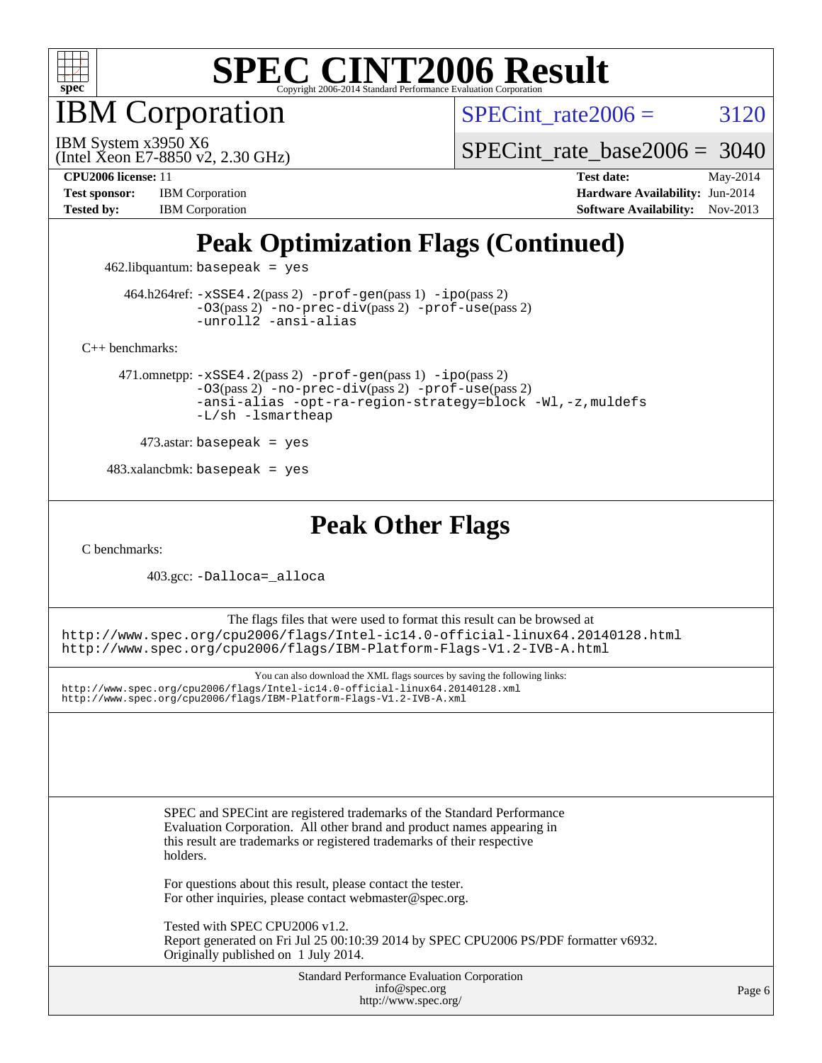# SPEC CINT2006 Result

Copyright 2006-2014 Standard Performance Evaluation Corporation

# IBM Corporation

IBM System x3950 X6
(Intel Xeon E7-8850 v2, 2.30 GHz)

SPECint_rate2006 = 3120

SPECint_rate_base2006 = 3040

**CPU2006 license:** 11
**Test sponsor:** IBM Corporation
**Tested by:** IBM Corporation

**Test date:** May-2014
**Hardware Availability:** Jun-2014
**Software Availability:** Nov-2013

## Peak Optimization Flags (Continued)

462.libquantum: basepeak = yes

464.h264ref: -xSSE4.2(pass 2) -prof-gen(pass 1) -ipo(pass 2) -O3(pass 2) -no-prec-div(pass 2) -prof-use(pass 2) -unroll2 -ansi-alias

C++ benchmarks:

471.omnetpp: -xSSE4.2(pass 2) -prof-gen(pass 1) -ipo(pass 2) -O3(pass 2) -no-prec-div(pass 2) -prof-use(pass 2) -ansi-alias -opt-ra-region-strategy=block -Wl,-z,muldefs -L/sh -lsmartheap

473.astar: basepeak = yes

483.xalancbmk: basepeak = yes

## Peak Other Flags

C benchmarks:

403.gcc: -Dalloca=_alloca

The flags files that were used to format this result can be browsed at
http://www.spec.org/cpu2006/flags/Intel-ic14.0-official-linux64.20140128.html
http://www.spec.org/cpu2006/flags/IBM-Platform-Flags-V1.2-IVB-A.html

You can also download the XML flags sources by saving the following links:
http://www.spec.org/cpu2006/flags/Intel-ic14.0-official-linux64.20140128.xml
http://www.spec.org/cpu2006/flags/IBM-Platform-Flags-V1.2-IVB-A.xml

SPEC and SPECint are registered trademarks of the Standard Performance Evaluation Corporation. All other brand and product names appearing in this result are trademarks or registered trademarks of their respective holders.

For questions about this result, please contact the tester.
For other inquiries, please contact webmaster@spec.org.

Tested with SPEC CPU2006 v1.2.
Report generated on Fri Jul 25 00:10:39 2014 by SPEC CPU2006 PS/PDF formatter v6932.
Originally published on 1 July 2014.

Standard Performance Evaluation Corporation
info@spec.org
http://www.spec.org/